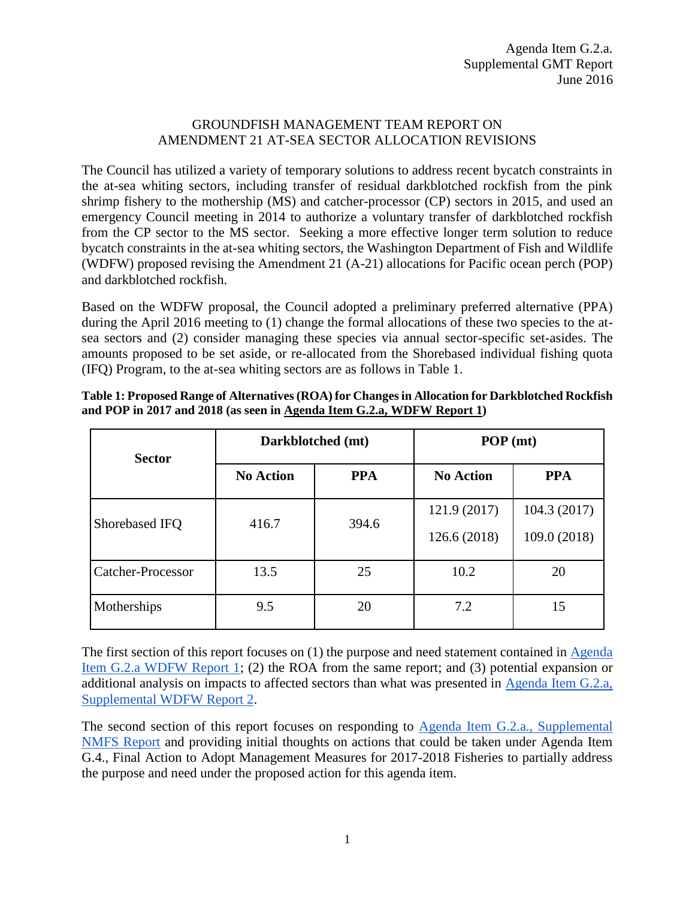Agenda Item G.2.a.
Supplemental GMT Report
June 2016

# GROUNDFISH MANAGEMENT TEAM REPORT ON AMENDMENT 21 AT-SEA SECTOR ALLOCATION REVISIONS

The Council has utilized a variety of temporary solutions to address recent bycatch constraints in the at-sea whiting sectors, including transfer of residual darkblotched rockfish from the pink shrimp fishery to the mothership (MS) and catcher-processor (CP) sectors in 2015, and used an emergency Council meeting in 2014 to authorize a voluntary transfer of darkblotched rockfish from the CP sector to the MS sector. Seeking a more effective longer term solution to reduce bycatch constraints in the at-sea whiting sectors, the Washington Department of Fish and Wildlife (WDFW) proposed revising the Amendment 21 (A-21) allocations for Pacific ocean perch (POP) and darkblotched rockfish.

Based on the WDFW proposal, the Council adopted a preliminary preferred alternative (PPA) during the April 2016 meeting to (1) change the formal allocations of these two species to the at-sea sectors and (2) consider managing these species via annual sector-specific set-asides. The amounts proposed to be set aside, or re-allocated from the Shorebased individual fishing quota (IFQ) Program, to the at-sea whiting sectors are as follows in Table 1.

**Table 1: Proposed Range of Alternatives (ROA) for Changes in Allocation for Darkblotched Rockfish and POP in 2017 and 2018 (as seen in Agenda Item G.2.a, WDFW Report 1)**

| Sector | Darkblotched (mt) | | POP (mt) | |
|---|---|---|---|---|
| | **No Action** | **PPA** | **No Action** | **PPA** |
| Shorebased IFQ | 416.7 | 394.6 | 121.9 (2017)<br>126.6 (2018) | 104.3 (2017)<br>109.0 (2018) |
| Catcher-Processor | 13.5 | 25 | 10.2 | 20 |
| Motherships | 9.5 | 20 | 7.2 | 15 |

The first section of this report focuses on (1) the purpose and need statement contained in Agenda Item G.2.a WDFW Report 1; (2) the ROA from the same report; and (3) potential expansion or additional analysis on impacts to affected sectors than what was presented in Agenda Item G.2.a, Supplemental WDFW Report 2.

The second section of this report focuses on responding to Agenda Item G.2.a., Supplemental NMFS Report and providing initial thoughts on actions that could be taken under Agenda Item G.4., Final Action to Adopt Management Measures for 2017-2018 Fisheries to partially address the purpose and need under the proposed action for this agenda item.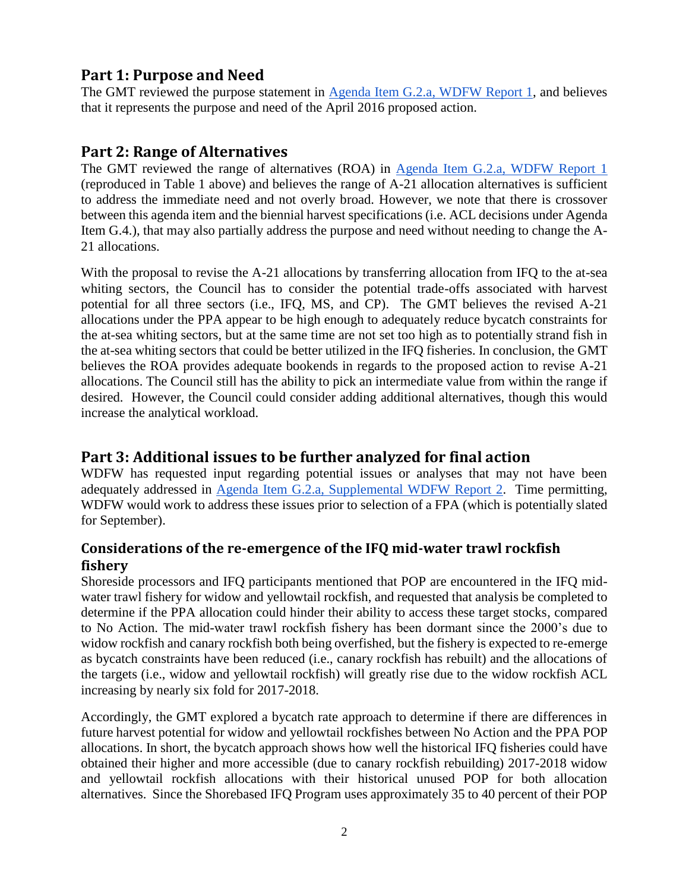## Part 1: Purpose and Need

The GMT reviewed the purpose statement in Agenda Item G.2.a, WDFW Report 1, and believes that it represents the purpose and need of the April 2016 proposed action.

## Part 2: Range of Alternatives

The GMT reviewed the range of alternatives (ROA) in Agenda Item G.2.a, WDFW Report 1 (reproduced in Table 1 above) and believes the range of A-21 allocation alternatives is sufficient to address the immediate need and not overly broad. However, we note that there is crossover between this agenda item and the biennial harvest specifications (i.e. ACL decisions under Agenda Item G.4.), that may also partially address the purpose and need without needing to change the A-21 allocations.

With the proposal to revise the A-21 allocations by transferring allocation from IFQ to the at-sea whiting sectors, the Council has to consider the potential trade-offs associated with harvest potential for all three sectors (i.e., IFQ, MS, and CP). The GMT believes the revised A-21 allocations under the PPA appear to be high enough to adequately reduce bycatch constraints for the at-sea whiting sectors, but at the same time are not set too high as to potentially strand fish in the at-sea whiting sectors that could be better utilized in the IFQ fisheries. In conclusion, the GMT believes the ROA provides adequate bookends in regards to the proposed action to revise A-21 allocations. The Council still has the ability to pick an intermediate value from within the range if desired. However, the Council could consider adding additional alternatives, though this would increase the analytical workload.

## Part 3: Additional issues to be further analyzed for final action

WDFW has requested input regarding potential issues or analyses that may not have been adequately addressed in Agenda Item G.2.a, Supplemental WDFW Report 2. Time permitting, WDFW would work to address these issues prior to selection of a FPA (which is potentially slated for September).

### Considerations of the re-emergence of the IFQ mid-water trawl rockfish fishery

Shoreside processors and IFQ participants mentioned that POP are encountered in the IFQ mid-water trawl fishery for widow and yellowtail rockfish, and requested that analysis be completed to determine if the PPA allocation could hinder their ability to access these target stocks, compared to No Action. The mid-water trawl rockfish fishery has been dormant since the 2000's due to widow rockfish and canary rockfish both being overfished, but the fishery is expected to re-emerge as bycatch constraints have been reduced (i.e., canary rockfish has rebuilt) and the allocations of the targets (i.e., widow and yellowtail rockfish) will greatly rise due to the widow rockfish ACL increasing by nearly six fold for 2017-2018.

Accordingly, the GMT explored a bycatch rate approach to determine if there are differences in future harvest potential for widow and yellowtail rockfishes between No Action and the PPA POP allocations. In short, the bycatch approach shows how well the historical IFQ fisheries could have obtained their higher and more accessible (due to canary rockfish rebuilding) 2017-2018 widow and yellowtail rockfish allocations with their historical unused POP for both allocation alternatives. Since the Shorebased IFQ Program uses approximately 35 to 40 percent of their POP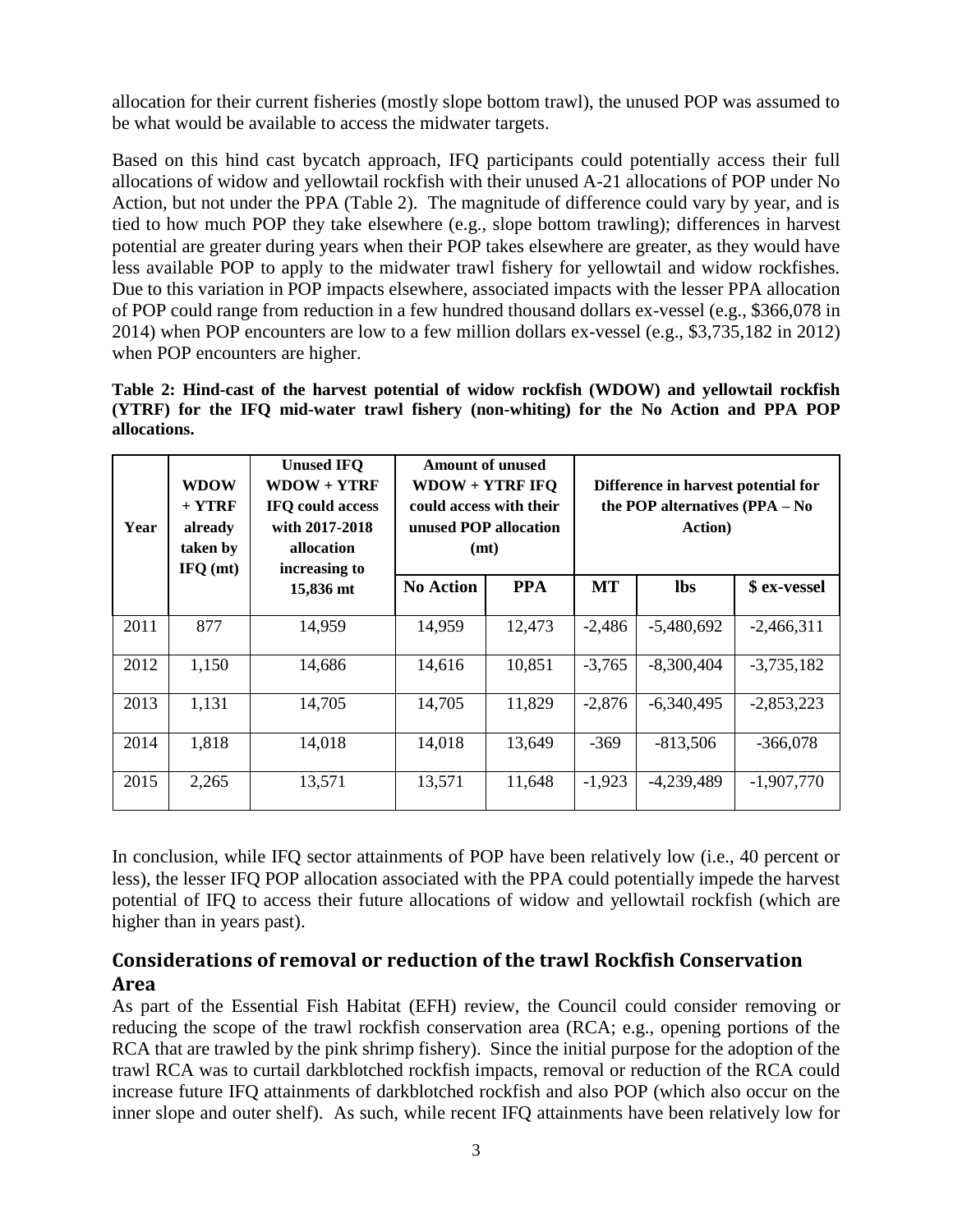allocation for their current fisheries (mostly slope bottom trawl), the unused POP was assumed to be what would be available to access the midwater targets.

Based on this hind cast bycatch approach, IFQ participants could potentially access their full allocations of widow and yellowtail rockfish with their unused A-21 allocations of POP under No Action, but not under the PPA (Table 2). The magnitude of difference could vary by year, and is tied to how much POP they take elsewhere (e.g., slope bottom trawling); differences in harvest potential are greater during years when their POP takes elsewhere are greater, as they would have less available POP to apply to the midwater trawl fishery for yellowtail and widow rockfishes. Due to this variation in POP impacts elsewhere, associated impacts with the lesser PPA allocation of POP could range from reduction in a few hundred thousand dollars ex-vessel (e.g., $366,078 in 2014) when POP encounters are low to a few million dollars ex-vessel (e.g., $3,735,182 in 2012) when POP encounters are higher.

**Table 2: Hind-cast of the harvest potential of widow rockfish (WDOW) and yellowtail rockfish (YTRF) for the IFQ mid-water trawl fishery (non-whiting) for the No Action and PPA POP allocations.**

| Year | WDOW + YTRF already taken by IFQ (mt) | Unused IFQ WDOW + YTRF IFQ could access with 2017-2018 allocation increasing to 15,836 mt | Amount of unused WDOW + YTRF IFQ could access with their unused POP allocation (mt) | | Difference in harvest potential for the POP alternatives (PPA – No Action) | | |
|---|---|---|---|---|---|---|---|
| | | | No Action | PPA | MT | lbs | $ ex-vessel |
| 2011 | 877 | 14,959 | 14,959 | 12,473 | -2,486 | -5,480,692 | -2,466,311 |
| 2012 | 1,150 | 14,686 | 14,616 | 10,851 | -3,765 | -8,300,404 | -3,735,182 |
| 2013 | 1,131 | 14,705 | 14,705 | 11,829 | -2,876 | -6,340,495 | -2,853,223 |
| 2014 | 1,818 | 14,018 | 14,018 | 13,649 | -369 | -813,506 | -366,078 |
| 2015 | 2,265 | 13,571 | 13,571 | 11,648 | -1,923 | -4,239,489 | -1,907,770 |

In conclusion, while IFQ sector attainments of POP have been relatively low (i.e., 40 percent or less), the lesser IFQ POP allocation associated with the PPA could potentially impede the harvest potential of IFQ to access their future allocations of widow and yellowtail rockfish (which are higher than in years past).

## Considerations of removal or reduction of the trawl Rockfish Conservation Area

As part of the Essential Fish Habitat (EFH) review, the Council could consider removing or reducing the scope of the trawl rockfish conservation area (RCA; e.g., opening portions of the RCA that are trawled by the pink shrimp fishery). Since the initial purpose for the adoption of the trawl RCA was to curtail darkblotched rockfish impacts, removal or reduction of the RCA could increase future IFQ attainments of darkblotched rockfish and also POP (which also occur on the inner slope and outer shelf). As such, while recent IFQ attainments have been relatively low for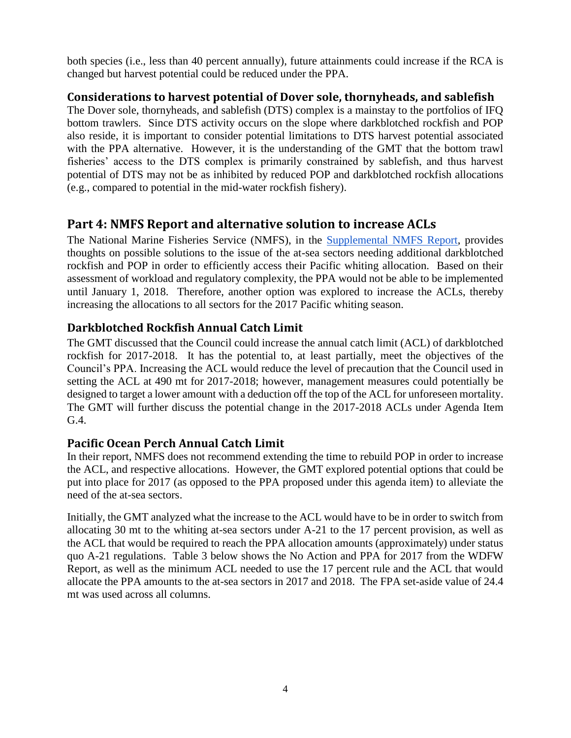both species (i.e., less than 40 percent annually), future attainments could increase if the RCA is changed but harvest potential could be reduced under the PPA.

### Considerations to harvest potential of Dover sole, thornyheads, and sablefish

The Dover sole, thornyheads, and sablefish (DTS) complex is a mainstay to the portfolios of IFQ bottom trawlers. Since DTS activity occurs on the slope where darkblotched rockfish and POP also reside, it is important to consider potential limitations to DTS harvest potential associated with the PPA alternative. However, it is the understanding of the GMT that the bottom trawl fisheries' access to the DTS complex is primarily constrained by sablefish, and thus harvest potential of DTS may not be as inhibited by reduced POP and darkblotched rockfish allocations (e.g., compared to potential in the mid-water rockfish fishery).

## Part 4: NMFS Report and alternative solution to increase ACLs

The National Marine Fisheries Service (NMFS), in the Supplemental NMFS Report, provides thoughts on possible solutions to the issue of the at-sea sectors needing additional darkblotched rockfish and POP in order to efficiently access their Pacific whiting allocation. Based on their assessment of workload and regulatory complexity, the PPA would not be able to be implemented until January 1, 2018. Therefore, another option was explored to increase the ACLs, thereby increasing the allocations to all sectors for the 2017 Pacific whiting season.

### Darkblotched Rockfish Annual Catch Limit

The GMT discussed that the Council could increase the annual catch limit (ACL) of darkblotched rockfish for 2017-2018. It has the potential to, at least partially, meet the objectives of the Council's PPA. Increasing the ACL would reduce the level of precaution that the Council used in setting the ACL at 490 mt for 2017-2018; however, management measures could potentially be designed to target a lower amount with a deduction off the top of the ACL for unforeseen mortality. The GMT will further discuss the potential change in the 2017-2018 ACLs under Agenda Item G.4.

### Pacific Ocean Perch Annual Catch Limit

In their report, NMFS does not recommend extending the time to rebuild POP in order to increase the ACL, and respective allocations. However, the GMT explored potential options that could be put into place for 2017 (as opposed to the PPA proposed under this agenda item) to alleviate the need of the at-sea sectors.

Initially, the GMT analyzed what the increase to the ACL would have to be in order to switch from allocating 30 mt to the whiting at-sea sectors under A-21 to the 17 percent provision, as well as the ACL that would be required to reach the PPA allocation amounts (approximately) under status quo A-21 regulations. Table 3 below shows the No Action and PPA for 2017 from the WDFW Report, as well as the minimum ACL needed to use the 17 percent rule and the ACL that would allocate the PPA amounts to the at-sea sectors in 2017 and 2018. The FPA set-aside value of 24.4 mt was used across all columns.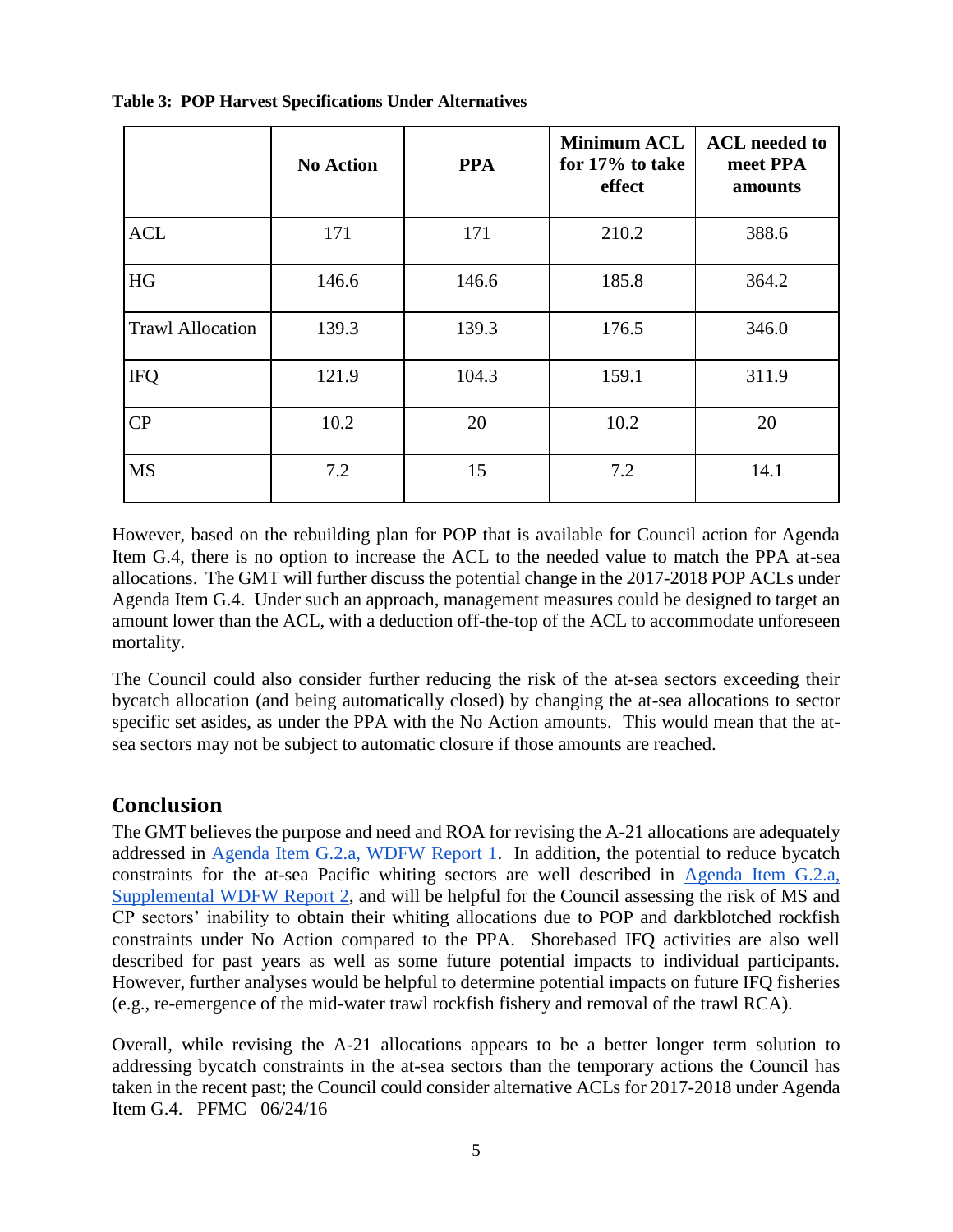**Table 3: POP Harvest Specifications Under Alternatives**

| | No Action | PPA | Minimum ACL for 17% to take effect | ACL needed to meet PPA amounts |
|---|---|---|---|---|
| ACL | 171 | 171 | 210.2 | 388.6 |
| HG | 146.6 | 146.6 | 185.8 | 364.2 |
| Trawl Allocation | 139.3 | 139.3 | 176.5 | 346.0 |
| IFQ | 121.9 | 104.3 | 159.1 | 311.9 |
| CP | 10.2 | 20 | 10.2 | 20 |
| MS | 7.2 | 15 | 7.2 | 14.1 |

However, based on the rebuilding plan for POP that is available for Council action for Agenda Item G.4, there is no option to increase the ACL to the needed value to match the PPA at-sea allocations. The GMT will further discuss the potential change in the 2017-2018 POP ACLs under Agenda Item G.4. Under such an approach, management measures could be designed to target an amount lower than the ACL, with a deduction off-the-top of the ACL to accommodate unforeseen mortality.

The Council could also consider further reducing the risk of the at-sea sectors exceeding their bycatch allocation (and being automatically closed) by changing the at-sea allocations to sector specific set asides, as under the PPA with the No Action amounts. This would mean that the at-sea sectors may not be subject to automatic closure if those amounts are reached.

## Conclusion

The GMT believes the purpose and need and ROA for revising the A-21 allocations are adequately addressed in Agenda Item G.2.a, WDFW Report 1. In addition, the potential to reduce bycatch constraints for the at-sea Pacific whiting sectors are well described in Agenda Item G.2.a, Supplemental WDFW Report 2, and will be helpful for the Council assessing the risk of MS and CP sectors' inability to obtain their whiting allocations due to POP and darkblotched rockfish constraints under No Action compared to the PPA. Shorebased IFQ activities are also well described for past years as well as some future potential impacts to individual participants. However, further analyses would be helpful to determine potential impacts on future IFQ fisheries (e.g., re-emergence of the mid-water trawl rockfish fishery and removal of the trawl RCA).

Overall, while revising the A-21 allocations appears to be a better longer term solution to addressing bycatch constraints in the at-sea sectors than the temporary actions the Council has taken in the recent past; the Council could consider alternative ACLs for 2017-2018 under Agenda Item G.4. PFMC 06/24/16